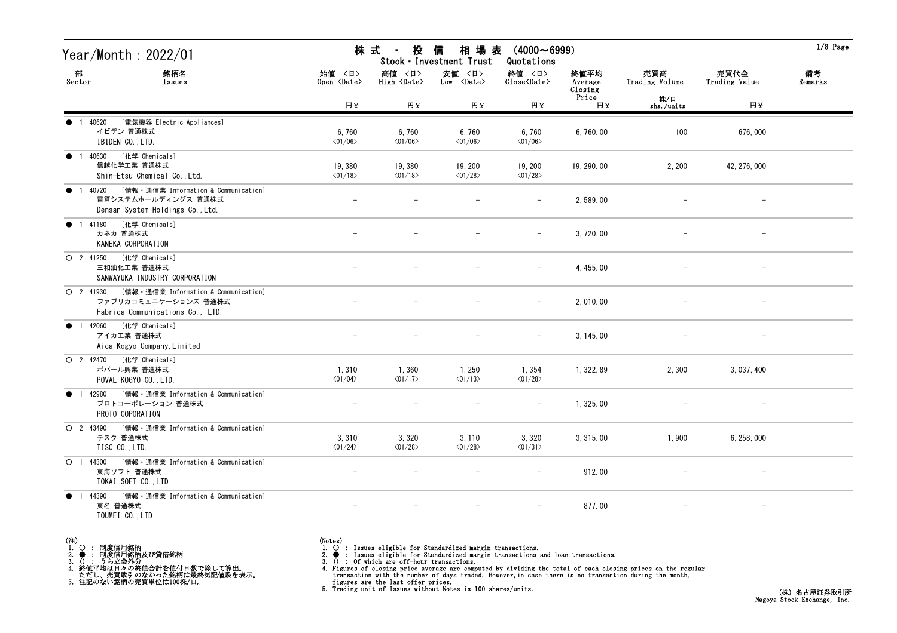# Year/Month : 2022/01

## 株式 ・ 投信 相場表 (4000～6999)
## Stock・Investment Trust Quotations

| 部 Sector | 銘柄名 Issues | 始値 〈日〉 Open 〈Date〉 円¥ | 高値 〈日〉 High 〈Date〉 円¥ | 安値 〈日〉 Low 〈Date〉 円¥ | 終値 〈日〉 Close〈Date〉 円¥ | 終値平均 Average Closing Price 円¥ | 売買高 Trading Volume 株/口 shs./units | 売買代金 Trading Value 円¥ | 備考 Remarks |
|---|---|---|---|---|---|---|---|---|---|
| ● 1 40620 | [電気機器 Electric Appliances] イビデン 普通株式 IBIDEN CO.,LTD. | 6,760 〈01/06〉 | 6,760 〈01/06〉 | 6,760 〈01/06〉 | 6,760 〈01/06〉 | 6,760.00 | 100 | 676,000 | |
| ● 1 40630 | [化学 Chemicals] 信越化学工業 普通株式 Shin-Etsu Chemical Co.,Ltd. | 19,380 〈01/18〉 | 19,380 〈01/18〉 | 19,200 〈01/28〉 | 19,200 〈01/28〉 | 19,290.00 | 2,200 | 42,276,000 | |
| ● 1 40720 | [情報・通信業 Information & Communication] 電算システムホールディングス 普通株式 Densan System Holdings Co.,Ltd. | - | - | - | - | 2,589.00 | - | - | |
| ● 1 41180 | [化学 Chemicals] カネカ 普通株式 KANEKA CORPORATION | - | - | - | - | 3,720.00 | - | - | |
| ○ 2 41250 | [化学 Chemicals] 三和油化工業 普通株式 SANWAYUKA INDUSTRY CORPORATION | - | - | - | - | 4,455.00 | - | - | |
| ○ 2 41930 | [情報・通信業 Information & Communication] ファブリカコミュニケーションズ 普通株式 Fabrica Communications Co., LTD. | - | - | - | - | 2,010.00 | - | - | |
| ● 1 42060 | [化学 Chemicals] アイカ工業 普通株式 Aica Kogyo Company,Limited | - | - | - | - | 3,145.00 | - | - | |
| ○ 2 42470 | [化学 Chemicals] ポバール興業 普通株式 POVAL KOGYO CO.,LTD. | 1,310 〈01/04〉 | 1,360 〈01/17〉 | 1,250 〈01/13〉 | 1,354 〈01/28〉 | 1,322.89 | 2,300 | 3,037,400 | |
| ● 1 42980 | [情報・通信業 Information & Communication] プロトコーポレーション 普通株式 PROTO COPORATION | - | - | - | - | 1,325.00 | - | - | |
| ○ 2 43490 | [情報・通信業 Information & Communication] テスク 普通株式 TISC CO.,LTD. | 3,310 〈01/24〉 | 3,320 〈01/28〉 | 3,110 〈01/28〉 | 3,320 〈01/31〉 | 3,315.00 | 1,900 | 6,258,000 | |
| ○ 1 44300 | [情報・通信業 Information & Communication] 東海ソフト 普通株式 TOKAI SOFT CO.,LTD | - | - | - | - | 912.00 | - | - | |
| ● 1 44390 | [情報・通信業 Information & Communication] 東名 普通株式 TOUMEI CO.,LTD | - | - | - | - | 877.00 | - | - | |

(注)
1. ○ : 制度信用銘柄
2. ● : 制度信用銘柄及び貸借銘柄
3. () : うち立会外分
4. 終値平均は日々の終値合計を値付日数で除して算出。
   ただし、売買取引のなかった銘柄は最終気配値段を表示。
5. 注記のない銘柄の売買単位は100株/口。

(Notes)
1. ○ : Issues eligible for Standardized margin transactions.
2. ● : Issues eligible for Standardized margin transactions and loan transactions.
3. () : Of which are off-hour transactions.
4. Figures of closing price average are computed by dividing the total of each closing prices on the regular transaction with the number of days traded. However,in case there is no transaction during the month, figures are the last offer prices.
5. Trading unit of Issues without Notes is 100 shares/units.

(株) 名古屋証券取引所
Nagoya Stock Exchange, Inc.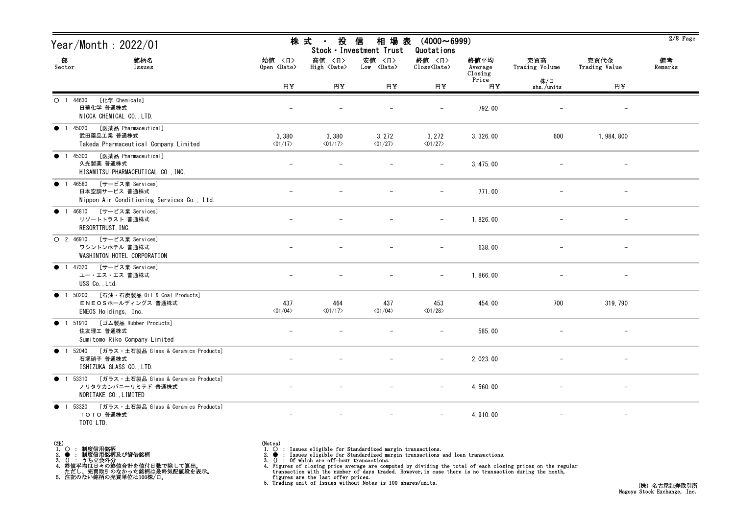# Year/Month : 2022/01

## 株式・投信 相場表 (4000～6999)
## Stock・Investment Trust Quotations

| 部 Sector | 銘柄名 Issues | 始値 〈日〉 Open 〈Date〉 円¥ | 高値 〈日〉 High 〈Date〉 円¥ | 安値 〈日〉 Low 〈Date〉 円¥ | 終値 〈日〉 Close〈Date〉 円¥ | 終値平均 Average Closing Price 円¥ | 売買高 Trading Volume 株/口 shs./units | 売買代金 Trading Value 円¥ | 備考 Remarks |
|---|---|---|---|---|---|---|---|---|---|
| ○ 1 | 44630 [化学 Chemicals] 日華化学 普通株式 NICCA CHEMICAL CO.,LTD. | - | - | - | - | 792.00 | - | - | |
| ● 1 | 45020 [医薬品 Pharmaceutical] 武田薬品工業 普通株式 Takeda Pharmaceutical Company Limited | 3,380 〈01/17〉 | 3,380 〈01/17〉 | 3,272 〈01/27〉 | 3,272 〈01/27〉 | 3,326.00 | 600 | 1,984,800 | |
| ● 1 | 45300 [医薬品 Pharmaceutical] 久光製薬 普通株式 HISAMITSU PHARMACEUTICAL CO.,INC. | - | - | - | - | 3,475.00 | - | - | |
| ● 1 | 46580 [サービス業 Services] 日本空調サービス 普通株式 Nippon Air Conditioning Services Co., Ltd. | - | - | - | - | 771.00 | - | - | |
| ● 1 | 46810 [サービス業 Services] リゾートトラスト 普通株式 RESORTTRUST,INC. | - | - | - | - | 1,826.00 | - | - | |
| ○ 2 | 46910 [サービス業 Services] ワシントンホテル 普通株式 WASHINTON HOTEL CORPORATION | - | - | - | - | 638.00 | - | - | |
| ● 1 | 47320 [サービス業 Services] ユー・エス・エス 普通株式 USS Co.,Ltd. | - | - | - | - | 1,866.00 | - | - | |
| ● 1 | 50200 [石油・石炭製品 Oil & Coal Products] ＥＮＥＯＳホールディングス 普通株式 ENEOS Holdings, Inc. | 437 〈01/04〉 | 464 〈01/17〉 | 437 〈01/04〉 | 453 〈01/28〉 | 454.00 | 700 | 319,790 | |
| ● 1 | 51910 [ゴム製品 Rubber Products] 住友理工 普通株式 Sumitomo Riko Company Limited | - | - | - | - | 585.00 | - | - | |
| ● 1 | 52040 [ガラス・土石製品 Glass & Ceramics Products] 石塚硝子 普通株式 ISHIZUKA GLASS CO.,LTD. | - | - | - | - | 2,023.00 | - | - | |
| ● 1 | 53310 [ガラス・土石製品 Glass & Ceramics Products] ノリタケカンパニーリミテド 普通株式 NORITAKE CO.,LIMITED | - | - | - | - | 4,560.00 | - | - | |
| ● 1 | 53320 [ガラス・土石製品 Glass & Ceramics Products] ＴＯＴＯ 普通株式 TOTO LTD. | - | - | - | - | 4,910.00 | - | - | |

(注)
1. ○ : 制度信用銘柄
2. ● : 制度信用銘柄及び貸借銘柄
3. () : うち立会外分
4. 終値平均は日々の終値合計を値付日数で除して算出。
   ただし、売買取引のなかった銘柄は最終気配値段を表示。
5. 注記のない銘柄の売買単位は100株/口。

(Notes)
1. ○ : Issues eligible for Standardized margin transactions.
2. ● : Issues eligible for Standardized margin transactions and loan transactions.
3. () : Of which are off-hour transactions.
4. Figures of closing price average are computed by dividing the total of each closing prices on the regular transaction with the number of days traded. However,in case there is no transaction during the month, figures are the last offer prices.
5. Trading unit of Issues without Notes is 100 shares/units.

(株) 名古屋証券取引所
Nagoya Stock Exchange, Inc.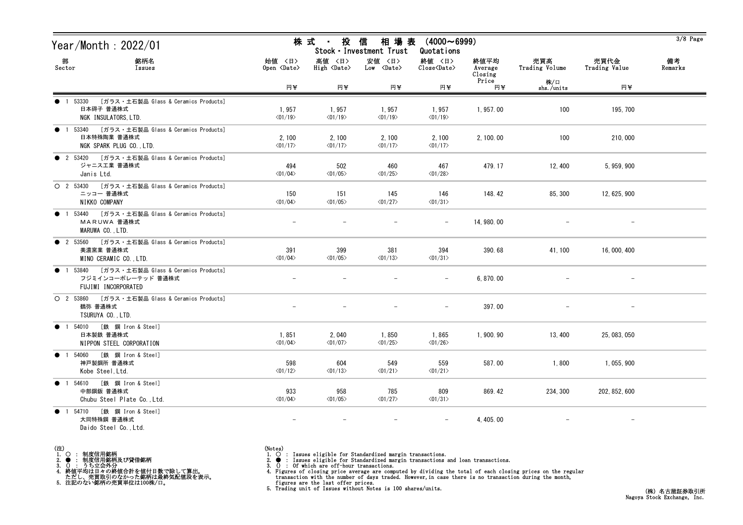# Year/Month : 2022/01

## 株 式 ・ 投 信 相 場 表 (4000～6999)
## Stock・Investment Trust Quotations

| 部 Sector | 銘柄名 Issues | 始値 <日> Open <Date> 円¥ | 高値 <日> High <Date> 円¥ | 安値 <日> Low <Date> 円¥ | 終値 <日> Close<Date> 円¥ | 終値平均 Average Closing Price 円¥ | 売買高 Trading Volume 株/口 shs./units | 売買代金 Trading Value 円¥ | 備考 Remarks |
|---|---|---|---|---|---|---|---|---|---|
| ● 1 53330 | [ガラス・土石製品 Glass & Ceramics Products] 日本碍子 普通株式 NGK INSULATORS,LTD. | 1,957 <01/19> | 1,957 <01/19> | 1,957 <01/19> | 1,957 <01/19> | 1,957.00 | 100 | 195,700 | |
| ● 1 53340 | [ガラス・土石製品 Glass & Ceramics Products] 日本特殊陶業 普通株式 NGK SPARK PLUG CO.,LTD. | 2,100 <01/17> | 2,100 <01/17> | 2,100 <01/17> | 2,100 <01/17> | 2,100.00 | 100 | 210,000 | |
| ● 2 53420 | [ガラス・土石製品 Glass & Ceramics Products] ジャニス工業 普通株式 Janis Ltd. | 494 <01/04> | 502 <01/05> | 460 <01/25> | 467 <01/28> | 479.17 | 12,400 | 5,959,900 | |
| ○ 2 53430 | [ガラス・土石製品 Glass & Ceramics Products] ニッコー 普通株式 NIKKO COMPANY | 150 <01/04> | 151 <01/05> | 145 <01/27> | 146 <01/31> | 148.42 | 85,300 | 12,625,900 | |
| ● 1 53440 | [ガラス・土石製品 Glass & Ceramics Products] ＭＡＲＵＷＡ 普通株式 MARUWA CO.,LTD. | - | - | - | - | 14,980.00 | - | - | |
| ● 2 53560 | [ガラス・土石製品 Glass & Ceramics Products] 美濃窯業 普通株式 MINO CERAMIC CO.,LTD. | 391 <01/04> | 399 <01/05> | 381 <01/13> | 394 <01/31> | 390.68 | 41,100 | 16,000,400 | |
| ● 1 53840 | [ガラス・土石製品 Glass & Ceramics Products] フジミインコーポレーテッド 普通株式 FUJIMI INCORPORATED | - | - | - | - | 6,870.00 | - | - | |
| ○ 2 53860 | [ガラス・土石製品 Glass & Ceramics Products] 鶴弥 普通株式 TSURUYA CO.,LTD. | - | - | - | - | 397.00 | - | - | |
| ● 1 54010 | [鉄 鋼 Iron & Steel] 日本製鉄 普通株式 NIPPON STEEL CORPORATION | 1,851 <01/04> | 2,040 <01/07> | 1,850 <01/25> | 1,865 <01/26> | 1,900.90 | 13,400 | 25,083,050 | |
| ● 1 54060 | [鉄 鋼 Iron & Steel] 神戸製鋼所 普通株式 Kobe Steel,Ltd. | 598 <01/12> | 604 <01/13> | 549 <01/21> | 559 <01/21> | 587.00 | 1,800 | 1,055,900 | |
| ● 1 54610 | [鉄 鋼 Iron & Steel] 中部鋼鈑 普通株式 Chubu Steel Plate Co.,Ltd. | 933 <01/04> | 958 <01/05> | 785 <01/27> | 809 <01/31> | 869.42 | 234,300 | 202,852,600 | |
| ● 1 54710 | [鉄 鋼 Iron & Steel] 大同特殊鋼 普通株式 Daido Steel Co.,Ltd. | - | - | - | - | 4,405.00 | - | - | |

(注)
1. ○ : 制度信用銘柄
2. ● : 制度信用銘柄及び貸借銘柄
3. () : うち立会外分
4. 終値平均は日々の終値合計を値付日数で除して算出。
 ただし、売買取引のなかった銘柄は最終気配値段を表示。
5. 注記のない銘柄の売買単位は100株/口。

(Notes)
1. ○ : Issues eligible for Standardized margin transactions.
2. ● : Issues eligible for Standardized margin transactions and loan transactions.
3. () : Of which are off-hour transactions.
4. Figures of closing price average are computed by dividing the total of each closing prices on the regular transaction with the number of days traded. However,in case there is no transaction during the month, figures are the last offer prices.
5. Trading unit of Issues without Notes is 100 shares/units.

(株) 名古屋証券取引所
Nagoya Stock Exchange, Inc.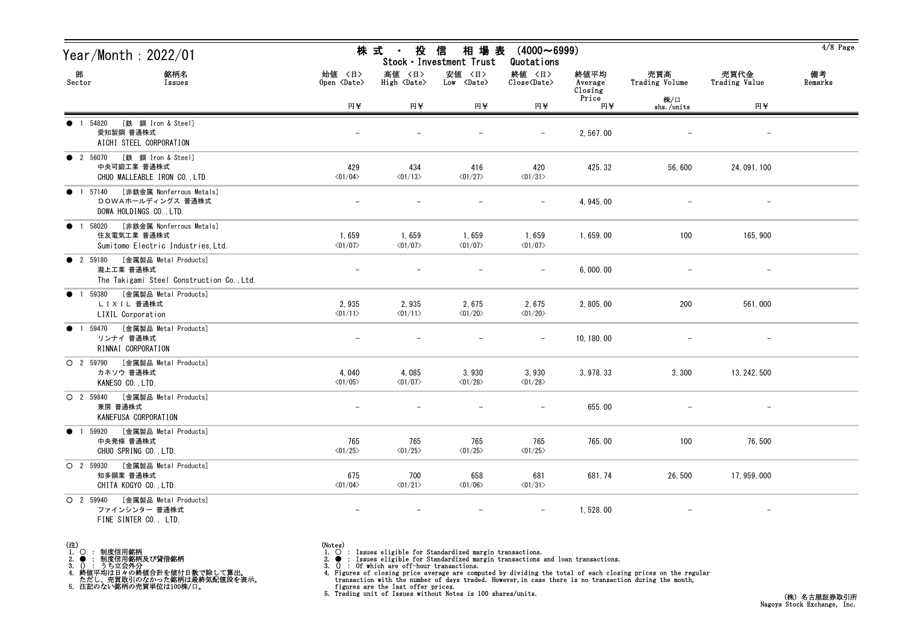# Year/Month : 2022/01

## 株式・投信 相場表 (4000～6999)
Stock・Investment Trust Quotations

| 部 Sector | 銘柄名 Issues | 始値 〈日〉 Open 〈Date〉 円¥ | 高値 〈日〉 High 〈Date〉 円¥ | 安値 〈日〉 Low 〈Date〉 円¥ | 終値 〈日〉 Close〈Date〉 円¥ | 終値平均 Average Closing Price 円¥ | 売買高 Trading Volume 株/口 shs./units | 売買代金 Trading Value 円¥ | 備考 Remarks |
|---|---|---|---|---|---|---|---|---|---|
| ● 1 54820 [鉄 鋼 Iron & Steel] | 愛知製鋼 普通株式 AICHI STEEL CORPORATION | － | － | － | － | 2,567.00 | － | － | |
| ● 2 56070 [鉄 鋼 Iron & Steel] | 中央可鍛工業 普通株式 CHUO MALLEABLE IRON CO.,LTD. | 429 〈01/04〉 | 434 〈01/13〉 | 416 〈01/27〉 | 420 〈01/31〉 | 425.32 | 56,600 | 24,091,100 | |
| ● 1 57140 [非鉄金属 Nonferrous Metals] | ＤＯＷＡホールディングス 普通株式 DOWA HOLDINGS CO.,LTD. | － | － | － | － | 4,945.00 | － | － | |
| ● 1 58020 [非鉄金属 Nonferrous Metals] | 住友電気工業 普通株式 Sumitomo Electric Industries,Ltd. | 1,659 〈01/07〉 | 1,659 〈01/07〉 | 1,659 〈01/07〉 | 1,659 〈01/07〉 | 1,659.00 | 100 | 165,900 | |
| ● 2 59180 [金属製品 Metal Products] | 瀧上工業 普通株式 The Takigami Steel Construction Co.,Ltd. | － | － | － | － | 6,000.00 | － | － | |
| ● 1 59380 [金属製品 Metal Products] | ＬＩＸＩＬ 普通株式 LIXIL Corporation | 2,935 〈01/11〉 | 2,935 〈01/11〉 | 2,675 〈01/20〉 | 2,675 〈01/20〉 | 2,805.00 | 200 | 561,000 | |
| ● 1 59470 [金属製品 Metal Products] | リンナイ 普通株式 RINNAI CORPORATION | － | － | － | － | 10,180.00 | － | － | |
| ○ 2 59790 [金属製品 Metal Products] | カネソウ 普通株式 KANESO CO.,LTD. | 4,040 〈01/05〉 | 4,085 〈01/07〉 | 3,930 〈01/28〉 | 3,930 〈01/28〉 | 3,978.33 | 3,300 | 13,242,500 | |
| ○ 2 59840 [金属製品 Metal Products] | 兼房 普通株式 KANEFUSA CORPORATION | － | － | － | － | 655.00 | － | － | |
| ● 1 59920 [金属製品 Metal Products] | 中央発條 普通株式 CHUO SPRING CO.,LTD. | 765 〈01/25〉 | 765 〈01/25〉 | 765 〈01/25〉 | 765 〈01/25〉 | 765.00 | 100 | 76,500 | |
| ○ 2 59930 [金属製品 Metal Products] | 知多鋼業 普通株式 CHITA KOGYO CO.,LTD. | 675 〈01/04〉 | 700 〈01/21〉 | 658 〈01/06〉 | 681 〈01/31〉 | 681.74 | 26,500 | 17,959,000 | |
| ○ 2 59940 [金属製品 Metal Products] | ファインシンター 普通株式 FINE SINTER CO., LTD. | － | － | － | － | 1,528.00 | － | － | |

(注)
1. ○ ： 制度信用銘柄
2. ● ： 制度信用銘柄及び貸借銘柄
3. () ： うち立会外分
4. 終値平均は日々の終値合計を値付日数で除して算出。
   ただし、売買取引のなかった銘柄は最終気配値段を表示。
5. 注記のない銘柄の売買単位は100株/口。

(Notes)
1. ○ : Issues eligible for Standardized margin transactions.
2. ● : Issues eligible for Standardized margin transactions and loan transactions.
3. () : Of which are off-hour transactions.
4. Figures of closing price average are computed by dividing the total of each closing prices on the regular transaction with the number of days traded. However,in case there is no transaction during the month, figures are the last offer prices.
5. Trading unit of Issues without Notes is 100 shares/units.

(株) 名古屋証券取引所
Nagoya Stock Exchange, Inc.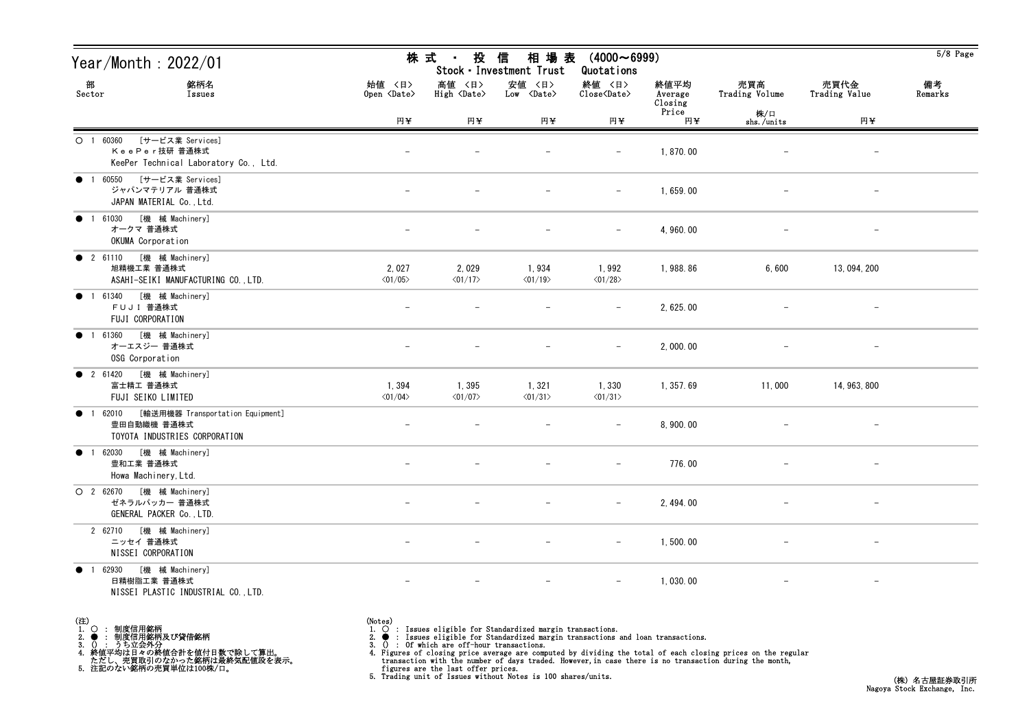# Year/Month : 2022/01

## 株式・投信 相場表 (4000～6999)
## Stock・Investment Trust Quotations

| 部 Sector | 銘柄名 Issues | 始値 <日> Open <Date> 円¥ | 高値 <日> High <Date> 円¥ | 安値 <日> Low <Date> 円¥ | 終値 <日> Close<Date> 円¥ | 終値平均 Average Closing Price 円¥ | 売買高 Trading Volume 株/口 shs./units | 売買代金 Trading Value 円¥ | 備考 Remarks |
|---|---|---|---|---|---|---|---|---|---|
| ○ 1 | 60360 [サービス業 Services] ＫｅｅＰｅｒ技研 普通株式 KeePer Technical Laboratory Co., Ltd. | － | － | － | － | 1,870.00 | － | － | |
| ● 1 | 60550 [サービス業 Services] ジャパンマテリアル 普通株式 JAPAN MATERIAL Co.,Ltd. | － | － | － | － | 1,659.00 | － | － | |
| ● 1 | 61030 [機 械 Machinery] オークマ 普通株式 OKUMA Corporation | － | － | － | － | 4,960.00 | － | － | |
| ● 2 | 61110 [機 械 Machinery] 旭精機工業 普通株式 ASAHI-SEIKI MANUFACTURING CO.,LTD. | 2,027 <01/05> | 2,029 <01/17> | 1,934 <01/19> | 1,992 <01/28> | 1,988.86 | 6,600 | 13,094,200 | |
| ● 1 | 61340 [機 械 Machinery] ＦＵＪＩ 普通株式 FUJI CORPORATION | － | － | － | － | 2,625.00 | － | － | |
| ● 1 | 61360 [機 械 Machinery] オーエスジー 普通株式 OSG Corporation | － | － | － | － | 2,000.00 | － | － | |
| ● 2 | 61420 [機 械 Machinery] 富士精工 普通株式 FUJI SEIKO LIMITED | 1,394 <01/04> | 1,395 <01/07> | 1,321 <01/31> | 1,330 <01/31> | 1,357.69 | 11,000 | 14,963,800 | |
| ● 1 | 62010 [輸送用機器 Transportation Equipment] 豊田自動織機 普通株式 TOYOTA INDUSTRIES CORPORATION | － | － | － | － | 8,900.00 | － | － | |
| ● 1 | 62030 [機 械 Machinery] 豊和工業 普通株式 Howa Machinery,Ltd. | － | － | － | － | 776.00 | － | － | |
| ○ 2 | 62670 [機 械 Machinery] ゼネラルパッカー 普通株式 GENERAL PACKER Co.,LTD. | － | － | － | － | 2,494.00 | － | － | |
| 2 | 62710 [機 械 Machinery] ニッセイ 普通株式 NISSEI CORPORATION | － | － | － | － | 1,500.00 | － | － | |
| ● 1 | 62930 [機 械 Machinery] 日精樹脂工業 普通株式 NISSEI PLASTIC INDUSTRIAL CO.,LTD. | － | － | － | － | 1,030.00 | － | － | |

(注)
1. ○ : 制度信用銘柄
2. ● : 制度信用銘柄及び貸借銘柄
3. () : うち立会外分
4. 終値平均は日々の終値合計を値付日数で除して算出。
   ただし、売買取引のなかった銘柄は最終気配値段を表示。
5. 注記のない銘柄の売買単位は100株/口。

(Notes)
1. ○ : Issues eligible for Standardized margin transactions.
2. ● : Issues eligible for Standardized margin transactions and loan transactions.
3. () : Of which are off-hour transactions.
4. Figures of closing price average are computed by dividing the total of each closing prices on the regular transaction with the number of days traded. However, in case there is no transaction during the month, figures are the last offer prices.
5. Trading unit of Issues without Notes is 100 shares/units.

(株) 名古屋証券取引所
Nagoya Stock Exchange, Inc.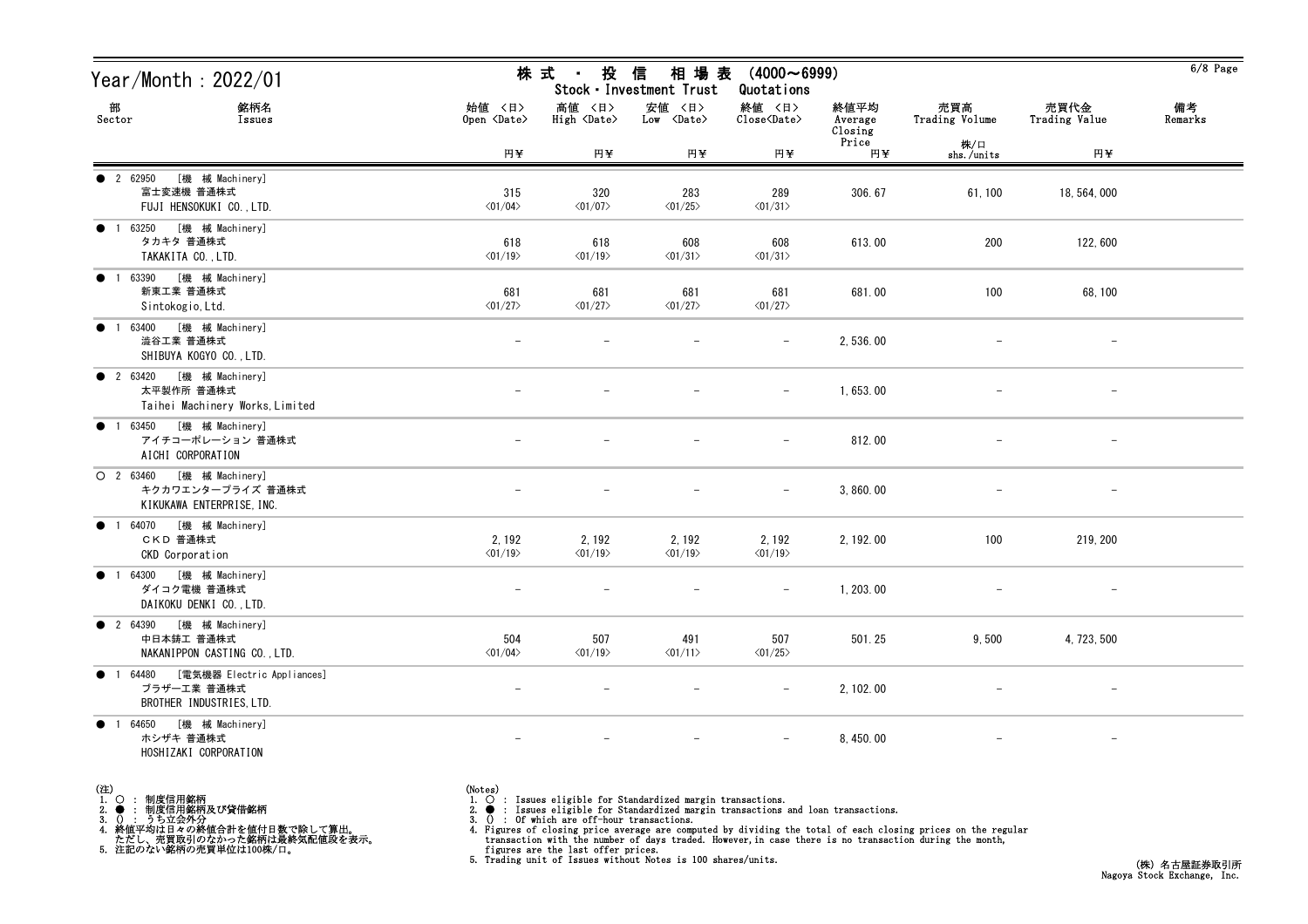# Year/Month : 2022/01

## 株式・投信 相場表 (4000～6999)
Stock・Investment Trust Quotations

| 部 Sector | 銘柄名 Issues | 始値 〈日〉 Open 〈Date〉 円¥ | 高値 〈日〉 High 〈Date〉 円¥ | 安値 〈日〉 Low 〈Date〉 円¥ | 終値 〈日〉 Close〈Date〉 円¥ | 終値平均 Average Closing Price 円¥ | 売買高 Trading Volume 株/口 shs./units | 売買代金 Trading Value 円¥ | 備考 Remarks |
|---|---|---|---|---|---|---|---|---|---|
| ● 2 | 62950 [機 械 Machinery] 富士変速機 普通株式 FUJI HENSOKUKI CO.,LTD. | 315 〈01/04〉 | 320 〈01/07〉 | 283 〈01/25〉 | 289 〈01/31〉 | 306.67 | 61,100 | 18,564,000 | |
| ● 1 | 63250 [機 械 Machinery] タカキタ 普通株式 TAKAKITA CO.,LTD. | 618 〈01/19〉 | 618 〈01/19〉 | 608 〈01/31〉 | 608 〈01/31〉 | 613.00 | 200 | 122,600 | |
| ● 1 | 63390 [機 械 Machinery] 新東工業 普通株式 Sintokogio,Ltd. | 681 〈01/27〉 | 681 〈01/27〉 | 681 〈01/27〉 | 681 〈01/27〉 | 681.00 | 100 | 68,100 | |
| ● 1 | 63400 [機 械 Machinery] 澁谷工業 普通株式 SHIBUYA KOGYO CO.,LTD. | - | - | - | - | 2,536.00 | - | - | |
| ● 2 | 63420 [機 械 Machinery] 太平製作所 普通株式 Taihei Machinery Works,Limited | - | - | - | - | 1,653.00 | - | - | |
| ● 1 | 63450 [機 械 Machinery] アイチコーポレーション 普通株式 AICHI CORPORATION | - | - | - | - | 812.00 | - | - | |
| ○ 2 | 63460 [機 械 Machinery] キクカワエンタープライズ 普通株式 KIKUKAWA ENTERPRISE,INC. | - | - | - | - | 3,860.00 | - | - | |
| ● 1 | 64070 [機 械 Machinery] ＣＫＤ 普通株式 CKD Corporation | 2,192 〈01/19〉 | 2,192 〈01/19〉 | 2,192 〈01/19〉 | 2,192 〈01/19〉 | 2,192.00 | 100 | 219,200 | |
| ● 1 | 64300 [機 械 Machinery] ダイコク電機 普通株式 DAIKOKU DENKI CO.,LTD. | - | - | - | - | 1,203.00 | - | - | |
| ● 2 | 64390 [機 械 Machinery] 中日本鋳工 普通株式 NAKANIPPON CASTING CO.,LTD. | 504 〈01/04〉 | 507 〈01/19〉 | 491 〈01/11〉 | 507 〈01/25〉 | 501.25 | 9,500 | 4,723,500 | |
| ● 1 | 64480 [電気機器 Electric Appliances] ブラザー工業 普通株式 BROTHER INDUSTRIES,LTD. | - | - | - | - | 2,102.00 | - | - | |
| ● 1 | 64650 [機 械 Machinery] ホシザキ 普通株式 HOSHIZAKI CORPORATION | - | - | - | - | 8,450.00 | - | - | |

(注)
1. ○ : 制度信用銘柄
2. ● : 制度信用銘柄及び貸借銘柄
3. () : うち立会外分
4. 終値平均は日々の終値合計を値付日数で除して算出。
   ただし、売買取引のなかった銘柄は最終気配値段を表示。
5. 注記のない銘柄の売買単位は100株/口。

(Notes)
1. ○ : Issues eligible for Standardized margin transactions.
2. ● : Issues eligible for Standardized margin transactions and loan transactions.
3. () : Of which are off-hour transactions.
4. Figures of closing price average are computed by dividing the total of each closing prices on the regular transaction with the number of days traded. However,in case there is no transaction during the month, figures are the last offer prices.
5. Trading unit of Issues without Notes is 100 shares/units.

(株) 名古屋証券取引所
Nagoya Stock Exchange, Inc.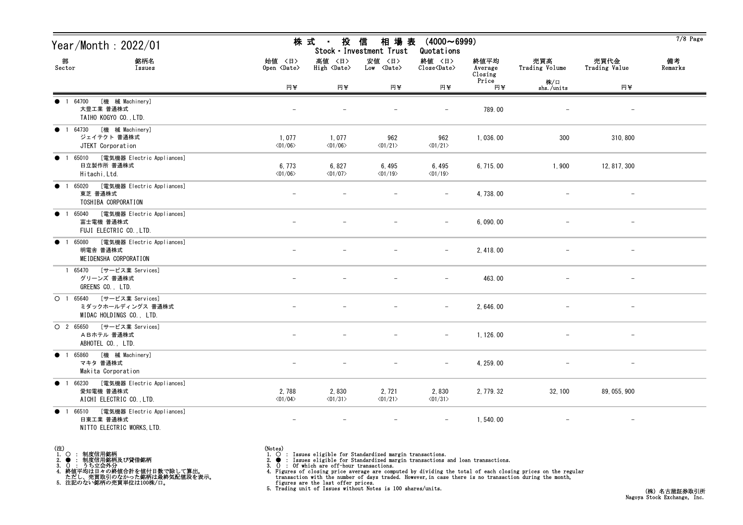# Year/Month : 2022/01

## 株式・投信 相場表 (4000～6999)
## Stock・Investment Trust Quotations

| 部 Sector | 銘柄名 Issues | 始値 〈日〉 Open 〈Date〉 円¥ | 高値 〈日〉 High 〈Date〉 円¥ | 安値 〈日〉 Low 〈Date〉 円¥ | 終値 〈日〉 Close〈Date〉 円¥ | 終値平均 Average Closing Price 円¥ | 売買高 Trading Volume 株/口 shs./units | 売買代金 Trading Value 円¥ | 備考 Remarks |
|---|---|---|---|---|---|---|---|---|---|
| ● 1 | 64700 [機 械 Machinery] 大豊工業 普通株式 TAIHO KOGYO CO.,LTD. | － | － | － | － | 789.00 | － | － | |
| ● 1 | 64730 [機 械 Machinery] ジェイテクト 普通株式 JTEKT Corporation | 1,077 〈01/06〉 | 1,077 〈01/06〉 | 962 〈01/21〉 | 962 〈01/21〉 | 1,036.00 | 300 | 310,800 | |
| ● 1 | 65010 [電気機器 Electric Appliances] 日立製作所 普通株式 Hitachi,Ltd. | 6,773 〈01/06〉 | 6,827 〈01/07〉 | 6,495 〈01/19〉 | 6,495 〈01/19〉 | 6,715.00 | 1,900 | 12,817,300 | |
| ● 1 | 65020 [電気機器 Electric Appliances] 東芝 普通株式 TOSHIBA CORPORATION | － | － | － | － | 4,738.00 | － | － | |
| ● 1 | 65040 [電気機器 Electric Appliances] 富士電機 普通株式 FUJI ELECTRIC CO.,LTD. | － | － | － | － | 6,090.00 | － | － | |
| ● 1 | 65080 [電気機器 Electric Appliances] 明電舎 普通株式 MEIDENSHA CORPORATION | － | － | － | － | 2,418.00 | － | － | |
| 1 | 65470 [サービス業 Services] グリーンズ 普通株式 GREENS CO., LTD. | － | － | － | － | 463.00 | － | － | |
| ○ 1 | 65640 [サービス業 Services] ミダックホールディングス 普通株式 MIDAC HOLDINGS CO., LTD. | － | － | － | － | 2,646.00 | － | － | |
| ○ 2 | 65650 [サービス業 Services] ＡＢホテル 普通株式 ABHOTEL CO., LTD. | － | － | － | － | 1,126.00 | － | － | |
| ● 1 | 65860 [機 械 Machinery] マキタ 普通株式 Makita Corporation | － | － | － | － | 4,259.00 | － | － | |
| ● 1 | 66230 [電気機器 Electric Appliances] 愛知電機 普通株式 AICHI ELECTRIC CO.,LTD. | 2,788 〈01/04〉 | 2,830 〈01/31〉 | 2,721 〈01/21〉 | 2,830 〈01/31〉 | 2,779.32 | 32,100 | 89,055,900 | |
| ● 1 | 66510 [電気機器 Electric Appliances] 日東工業 普通株式 NITTO ELECTRIC WORKS,LTD. | － | － | － | － | 1,540.00 | － | － | |

(注)
1. ○ ： 制度信用銘柄
2. ● ： 制度信用銘柄及び貸借銘柄
3. () ： うち立会外分
4. 終値平均は日々の終値合計を値付日数で除して算出。
   ただし、売買取引のなかった銘柄は最終気配値段を表示。
5. 注記のない銘柄の売買単位は100株/口。

(Notes)
1. ○ : Issues eligible for Standardized margin transactions.
2. ● : Issues eligible for Standardized margin transactions and loan transactions.
3. () : Of which are off-hour transactions.
4. Figures of closing price average are computed by dividing the total of each closing prices on the regular transaction with the number of days traded. However, in case there is no transaction during the month, figures are the last offer prices.
5. Trading unit of Issues without Notes is 100 shares/units.

(株) 名古屋証券取引所
Nagoya Stock Exchange, Inc.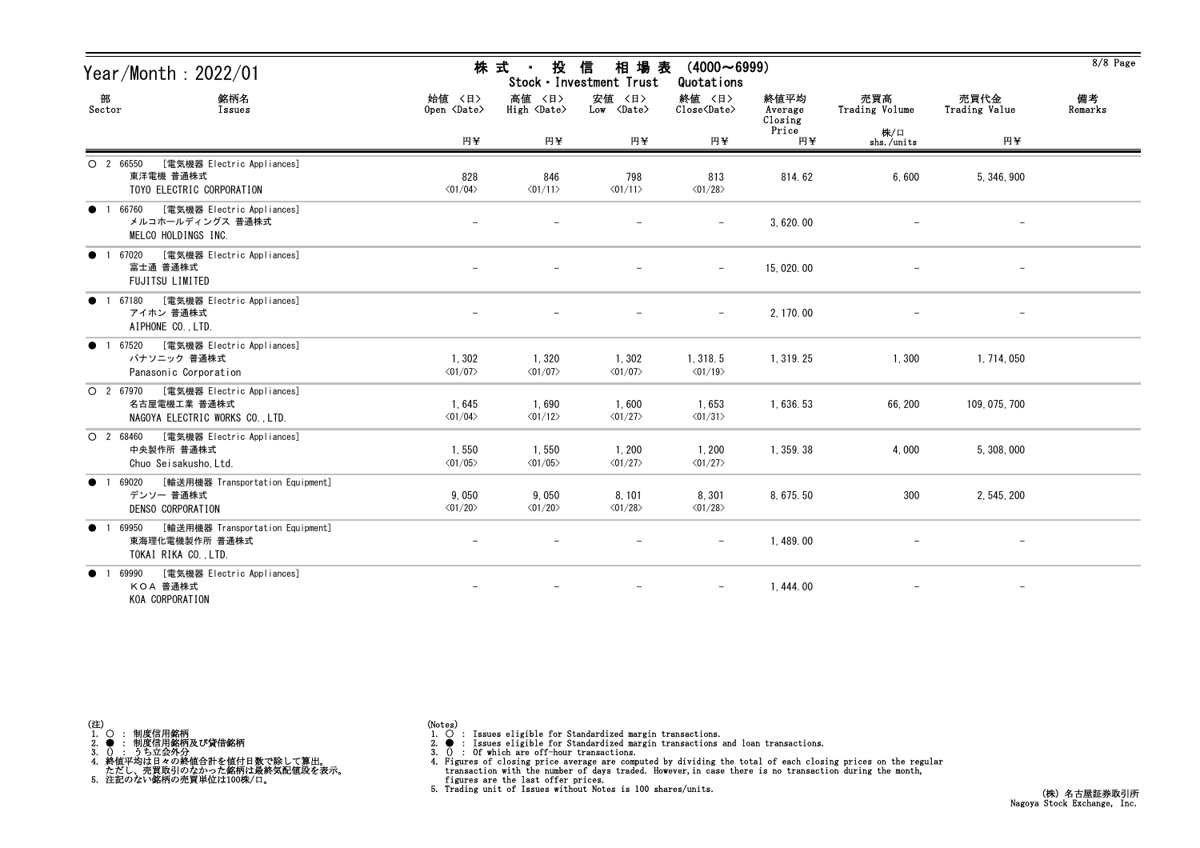# Year/Month : 2022/01

## 株式 ・ 投信 相場表 (4000～6999)
Stock・Investment Trust Quotations

| 部 Sector | 銘柄名 Issues | 始値 <日> Open <Date> 円¥ | 高値 <日> High <Date> 円¥ | 安値 <日> Low <Date> 円¥ | 終値 <日> Close<Date> 円¥ | 終値平均 Average Closing Price 円¥ | 売買高 Trading Volume 株/口 shs./units | 売買代金 Trading Value 円¥ | 備考 Remarks |
|---|---|---|---|---|---|---|---|---|---|
| ○ 2 | 66550 [電気機器 Electric Appliances] 東洋電機 普通株式 TOYO ELECTRIC CORPORATION | 828 <01/04> | 846 <01/11> | 798 <01/11> | 813 <01/28> | 814.62 | 6,600 | 5,346,900 | |
| ● 1 | 66760 [電気機器 Electric Appliances] メルコホールディングス 普通株式 MELCO HOLDINGS INC. | － | － | － | － | 3,620.00 | － | － | |
| ● 1 | 67020 [電気機器 Electric Appliances] 富士通 普通株式 FUJITSU LIMITED | － | － | － | － | 15,020.00 | － | － | |
| ● 1 | 67180 [電気機器 Electric Appliances] アイホン 普通株式 AIPHONE CO.,LTD. | － | － | － | － | 2,170.00 | － | － | |
| ● 1 | 67520 [電気機器 Electric Appliances] パナソニック 普通株式 Panasonic Corporation | 1,302 <01/07> | 1,320 <01/07> | 1,302 <01/07> | 1,318.5 <01/19> | 1,319.25 | 1,300 | 1,714,050 | |
| ○ 2 | 67970 [電気機器 Electric Appliances] 名古屋電機工業 普通株式 NAGOYA ELECTRIC WORKS CO.,LTD. | 1,645 <01/04> | 1,690 <01/12> | 1,600 <01/27> | 1,653 <01/31> | 1,636.53 | 66,200 | 109,075,700 | |
| ○ 2 | 68460 [電気機器 Electric Appliances] 中央製作所 普通株式 Chuo Seisakusho,Ltd. | 1,550 <01/05> | 1,550 <01/05> | 1,200 <01/27> | 1,200 <01/27> | 1,359.38 | 4,000 | 5,308,000 | |
| ● 1 | 69020 [輸送用機器 Transportation Equipment] デンソー 普通株式 DENSO CORPORATION | 9,050 <01/20> | 9,050 <01/20> | 8,101 <01/28> | 8,301 <01/28> | 8,675.50 | 300 | 2,545,200 | |
| ● 1 | 69950 [輸送用機器 Transportation Equipment] 東海理化電機製作所 普通株式 TOKAI RIKA CO.,LTD. | － | － | － | － | 1,489.00 | － | － | |
| ● 1 | 69990 [電気機器 Electric Appliances] ＫＯＡ 普通株式 KOA CORPORATION | － | － | － | － | 1,444.00 | － | － | |

(注)
1. ○ : 制度信用銘柄
2. ● : 制度信用銘柄及び貸借銘柄
3. () : うち立会外分
4. 終値平均は日々の終値合計を値付日数で除して算出。
ただし、売買取引のなかった銘柄は最終気配値段を表示。
5. 注記のない銘柄の売買単位は100株/口。

(Notes)
1. ○ : Issues eligible for Standardized margin transactions.
2. ● : Issues eligible for Standardized margin transactions and loan transactions.
3. () : Of which are off-hour transactions.
4. Figures of closing price average are computed by dividing the total of each closing prices on the regular transaction with the number of days traded. However,in case there is no transaction during the month, figures are the last offer prices.
5. Trading unit of Issues without Notes is 100 shares/units.

(株) 名古屋証券取引所
Nagoya Stock Exchange, Inc.